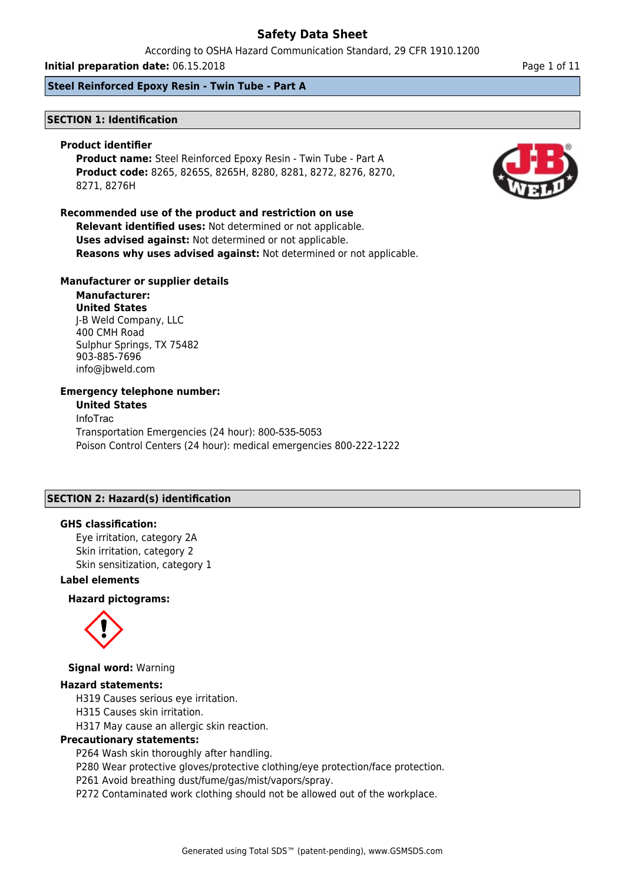# Safety Data Sheet

According to OSHA Hazard Communication Standard, 29 CFR 1910.1200

**Initial preparation date:** 06.15.2018

**Steel Reinforced Epoxy Resin - Twin Tube - Part A**

## SECTION 1: Identification

### Product identifier

**Product name:** Steel Reinforced Epoxy Resin - Twin Tube - Part A
**Product code:** 8265, 8265S, 8265H, 8280, 8281, 8272, 8276, 8270, 8271, 8276H

### Recommended use of the product and restriction on use

**Relevant identified uses:** Not determined or not applicable.
**Uses advised against:** Not determined or not applicable.
**Reasons why uses advised against:** Not determined or not applicable.

### Manufacturer or supplier details

**Manufacturer:**
**United States**
J-B Weld Company, LLC
400 CMH Road
Sulphur Springs, TX 75482
903-885-7696
info@jbweld.com

### Emergency telephone number:

**United States**
InfoTrac
Transportation Emergencies (24 hour): 800-535-5053
Poison Control Centers (24 hour): medical emergencies 800-222-1222

## SECTION 2: Hazard(s) identification

### GHS classification:

Eye irritation, category 2A
Skin irritation, category 2
Skin sensitization, category 1

### Label elements

**Hazard pictograms:**

**Signal word:** Warning

### Hazard statements:

H319 Causes serious eye irritation.
H315 Causes skin irritation.
H317 May cause an allergic skin reaction.

### Precautionary statements:

P264 Wash skin thoroughly after handling.
P280 Wear protective gloves/protective clothing/eye protection/face protection.
P261 Avoid breathing dust/fume/gas/mist/vapors/spray.
P272 Contaminated work clothing should not be allowed out of the workplace.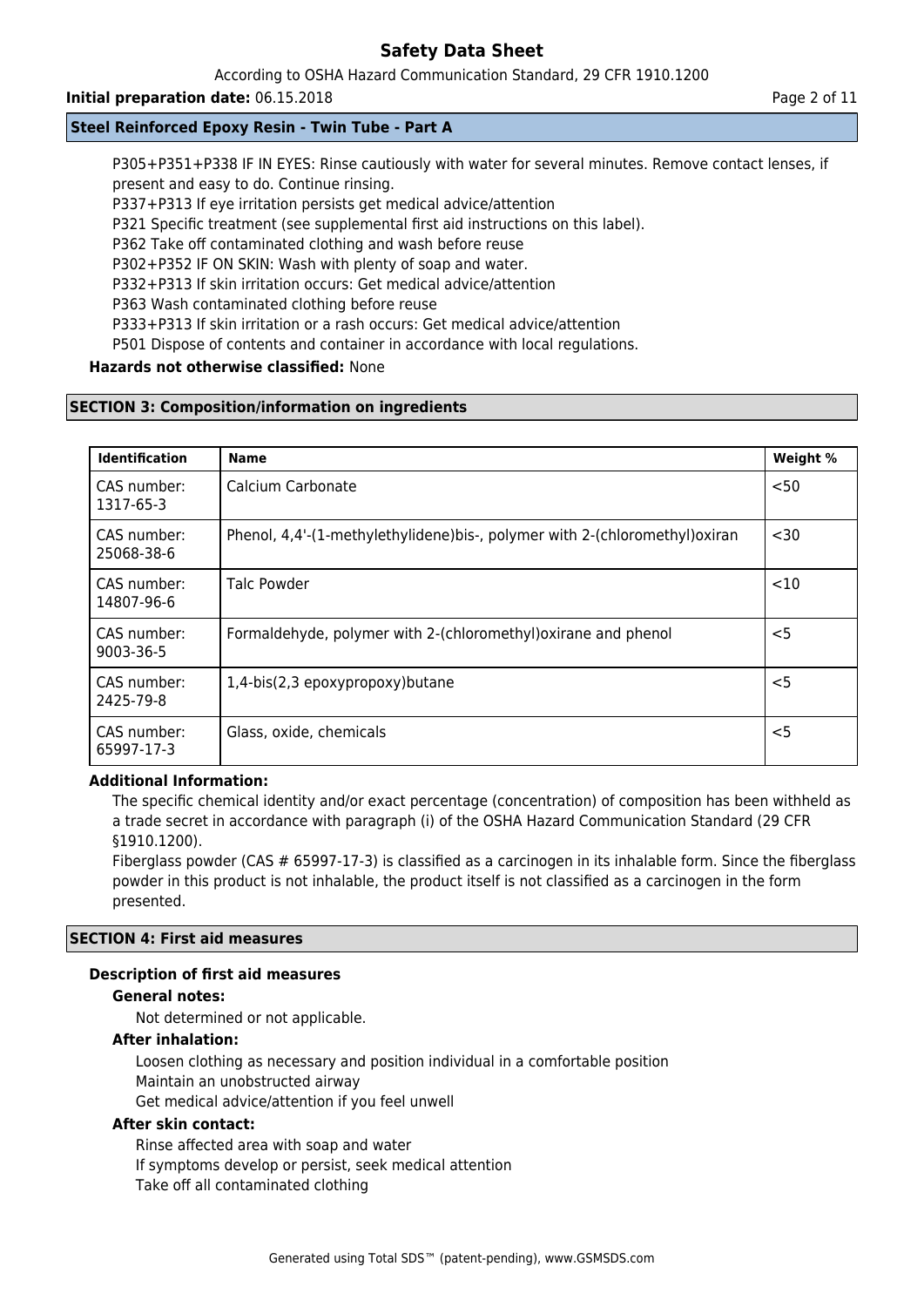P305+P351+P338 IF IN EYES: Rinse cautiously with water for several minutes. Remove contact lenses, if present and easy to do. Continue rinsing.
P337+P313 If eye irritation persists get medical advice/attention
P321 Specific treatment (see supplemental first aid instructions on this label).
P362 Take off contaminated clothing and wash before reuse
P302+P352 IF ON SKIN: Wash with plenty of soap and water.
P332+P313 If skin irritation occurs: Get medical advice/attention
P363 Wash contaminated clothing before reuse
P333+P313 If skin irritation or a rash occurs: Get medical advice/attention
P501 Dispose of contents and container in accordance with local regulations.

**Hazards not otherwise classified:** None

## SECTION 3: Composition/information on ingredients

| Identification | Name | Weight % |
|---|---|---|
| CAS number: 1317-65-3 | Calcium Carbonate | <50 |
| CAS number: 25068-38-6 | Phenol, 4,4'-(1-methylethylidene)bis-, polymer with 2-(chloromethyl)oxiran | <30 |
| CAS number: 14807-96-6 | Talc Powder | <10 |
| CAS number: 9003-36-5 | Formaldehyde, polymer with 2-(chloromethyl)oxirane and phenol | <5 |
| CAS number: 2425-79-8 | 1,4-bis(2,3 epoxypropoxy)butane | <5 |
| CAS number: 65997-17-3 | Glass, oxide, chemicals | <5 |

**Additional Information:**

The specific chemical identity and/or exact percentage (concentration) of composition has been withheld as a trade secret in accordance with paragraph (i) of the OSHA Hazard Communication Standard (29 CFR §1910.1200).

Fiberglass powder (CAS # 65997-17-3) is classified as a carcinogen in its inhalable form. Since the fiberglass powder in this product is not inhalable, the product itself is not classified as a carcinogen in the form presented.

## SECTION 4: First aid measures

### Description of first aid measures

**General notes:**

Not determined or not applicable.

**After inhalation:**

Loosen clothing as necessary and position individual in a comfortable position
Maintain an unobstructed airway
Get medical advice/attention if you feel unwell

**After skin contact:**

Rinse affected area with soap and water
If symptoms develop or persist, seek medical attention
Take off all contaminated clothing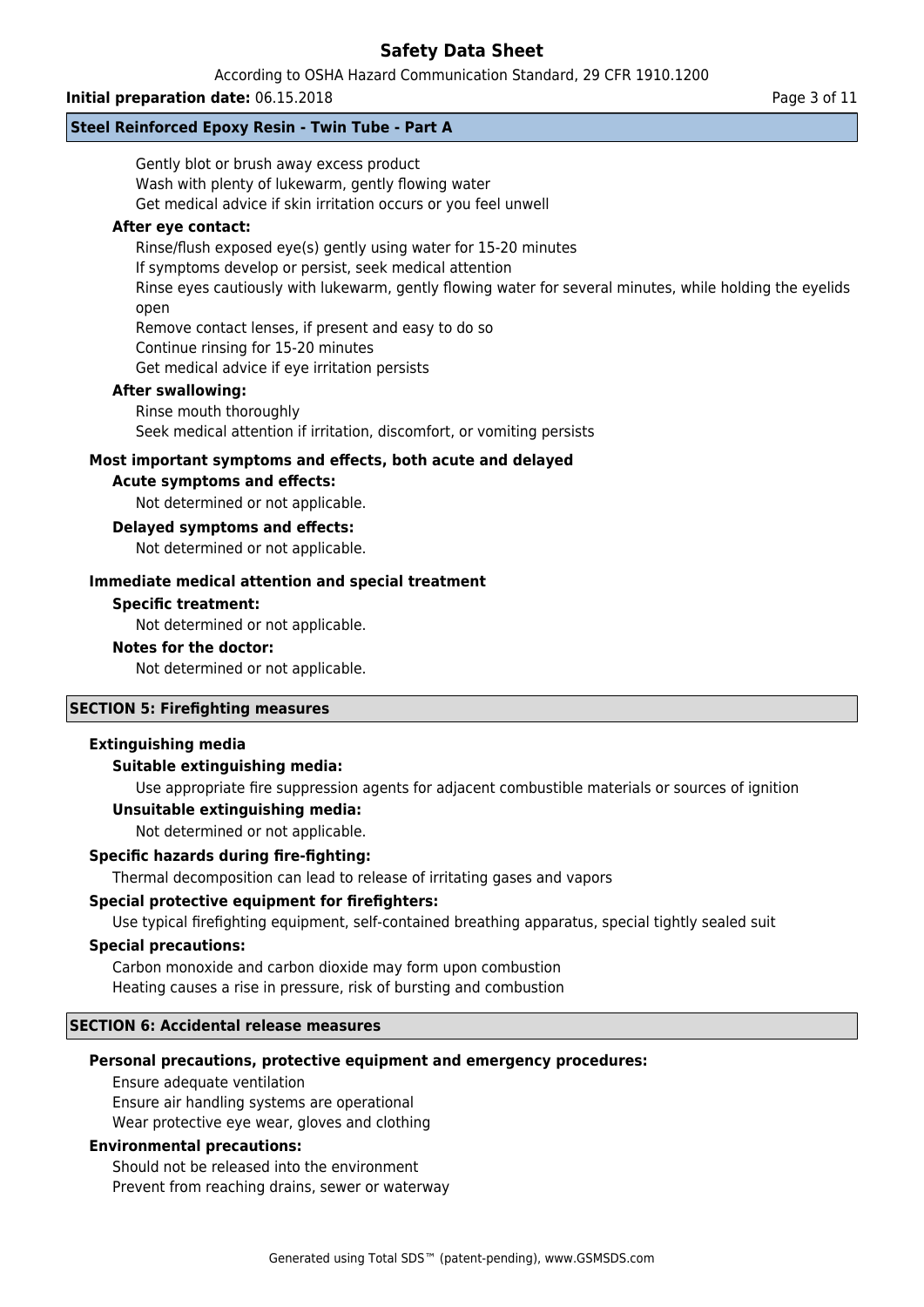Gently blot or brush away excess product
Wash with plenty of lukewarm, gently flowing water
Get medical advice if skin irritation occurs or you feel unwell

**After eye contact:**

Rinse/flush exposed eye(s) gently using water for 15-20 minutes
If symptoms develop or persist, seek medical attention
Rinse eyes cautiously with lukewarm, gently flowing water for several minutes, while holding the eyelids open
Remove contact lenses, if present and easy to do so
Continue rinsing for 15-20 minutes
Get medical advice if eye irritation persists

**After swallowing:**

Rinse mouth thoroughly
Seek medical attention if irritation, discomfort, or vomiting persists

### Most important symptoms and effects, both acute and delayed

**Acute symptoms and effects:**

Not determined or not applicable.

**Delayed symptoms and effects:**

Not determined or not applicable.

### Immediate medical attention and special treatment

**Specific treatment:**

Not determined or not applicable.

**Notes for the doctor:**

Not determined or not applicable.

## SECTION 5: Firefighting measures

### Extinguishing media

**Suitable extinguishing media:**

Use appropriate fire suppression agents for adjacent combustible materials or sources of ignition

**Unsuitable extinguishing media:**

Not determined or not applicable.

**Specific hazards during fire-fighting:**

Thermal decomposition can lead to release of irritating gases and vapors

**Special protective equipment for firefighters:**

Use typical firefighting equipment, self-contained breathing apparatus, special tightly sealed suit

**Special precautions:**

Carbon monoxide and carbon dioxide may form upon combustion
Heating causes a rise in pressure, risk of bursting and combustion

## SECTION 6: Accidental release measures

**Personal precautions, protective equipment and emergency procedures:**

Ensure adequate ventilation
Ensure air handling systems are operational
Wear protective eye wear, gloves and clothing

**Environmental precautions:**

Should not be released into the environment
Prevent from reaching drains, sewer or waterway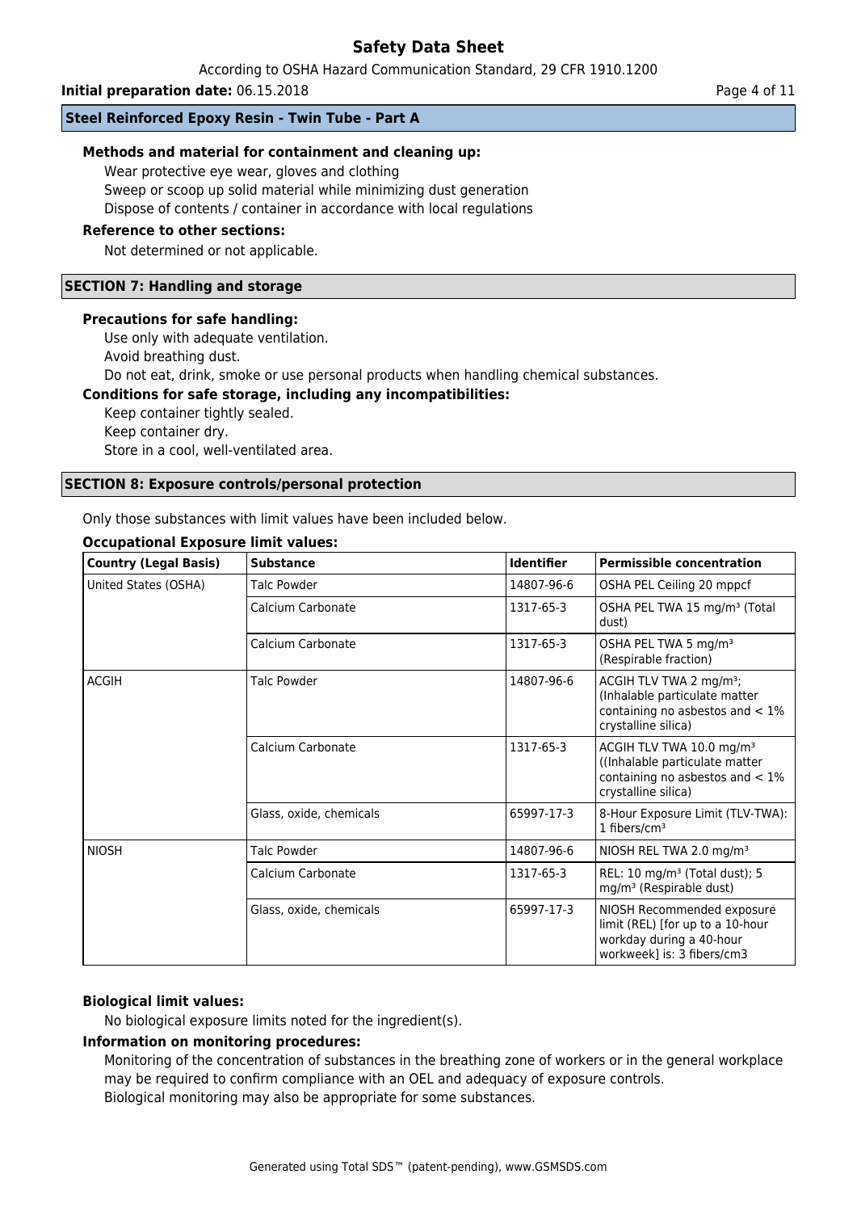### Methods and material for containment and cleaning up:

Wear protective eye wear, gloves and clothing
Sweep or scoop up solid material while minimizing dust generation
Dispose of contents / container in accordance with local regulations

### Reference to other sections:

Not determined or not applicable.

## SECTION 7: Handling and storage

### Precautions for safe handling:

Use only with adequate ventilation.
Avoid breathing dust.
Do not eat, drink, smoke or use personal products when handling chemical substances.

### Conditions for safe storage, including any incompatibilities:

Keep container tightly sealed.
Keep container dry.
Store in a cool, well-ventilated area.

## SECTION 8: Exposure controls/personal protection

Only those substances with limit values have been included below.

### Occupational Exposure limit values:

| Country (Legal Basis) | Substance | Identifier | Permissible concentration |
|---|---|---|---|
| United States (OSHA) | Talc Powder | 14807-96-6 | OSHA PEL Ceiling 20 mppcf |
| | Calcium Carbonate | 1317-65-3 | OSHA PEL TWA 15 mg/m³ (Total dust) |
| | Calcium Carbonate | 1317-65-3 | OSHA PEL TWA 5 mg/m³ (Respirable fraction) |
| ACGIH | Talc Powder | 14807-96-6 | ACGIH TLV TWA 2 mg/m³; (Inhalable particulate matter containing no asbestos and < 1% crystalline silica) |
| | Calcium Carbonate | 1317-65-3 | ACGIH TLV TWA 10.0 mg/m³ ((Inhalable particulate matter containing no asbestos and < 1% crystalline silica) |
| | Glass, oxide, chemicals | 65997-17-3 | 8-Hour Exposure Limit (TLV-TWA): 1 fibers/cm³ |
| NIOSH | Talc Powder | 14807-96-6 | NIOSH REL TWA 2.0 mg/m³ |
| | Calcium Carbonate | 1317-65-3 | REL: 10 mg/m³ (Total dust); 5 mg/m³ (Respirable dust) |
| | Glass, oxide, chemicals | 65997-17-3 | NIOSH Recommended exposure limit (REL) [for up to a 10-hour workday during a 40-hour workweek] is: 3 fibers/cm3 |

### Biological limit values:

No biological exposure limits noted for the ingredient(s).

### Information on monitoring procedures:

Monitoring of the concentration of substances in the breathing zone of workers or in the general workplace may be required to confirm compliance with an OEL and adequacy of exposure controls.
Biological monitoring may also be appropriate for some substances.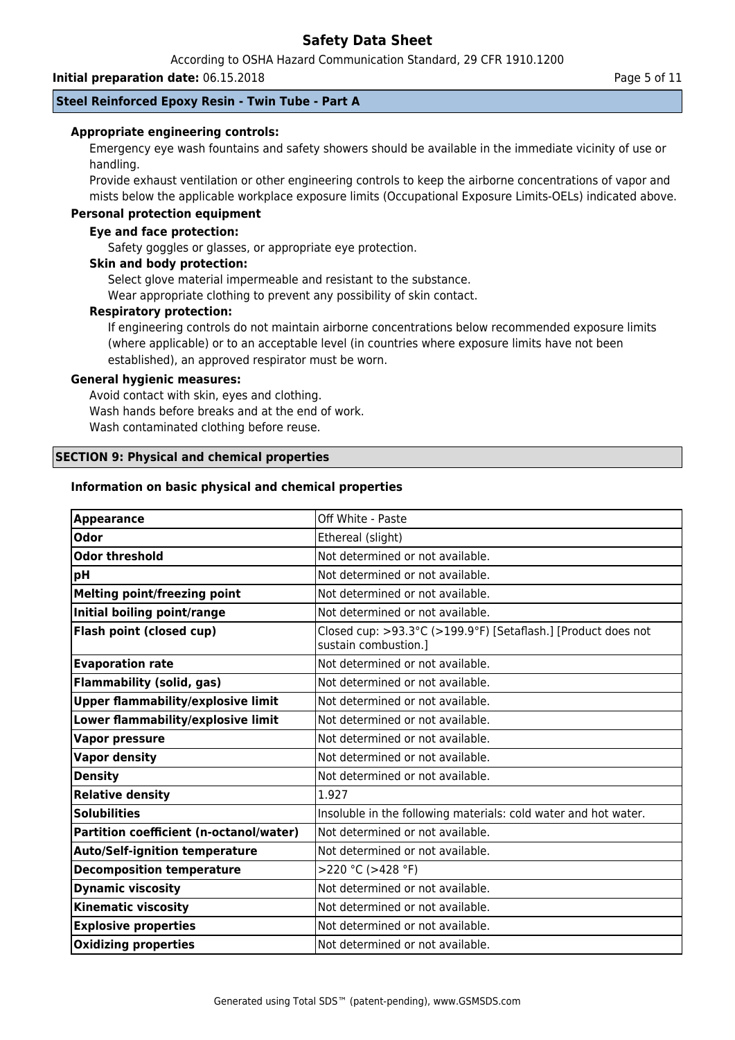**Steel Reinforced Epoxy Resin - Twin Tube - Part A**

**Appropriate engineering controls:**

Emergency eye wash fountains and safety showers should be available in the immediate vicinity of use or handling.

Provide exhaust ventilation or other engineering controls to keep the airborne concentrations of vapor and mists below the applicable workplace exposure limits (Occupational Exposure Limits-OELs) indicated above.

**Personal protection equipment**

**Eye and face protection:**

Safety goggles or glasses, or appropriate eye protection.

**Skin and body protection:**

Select glove material impermeable and resistant to the substance.

Wear appropriate clothing to prevent any possibility of skin contact.

**Respiratory protection:**

If engineering controls do not maintain airborne concentrations below recommended exposure limits (where applicable) or to an acceptable level (in countries where exposure limits have not been established), an approved respirator must be worn.

**General hygienic measures:**

Avoid contact with skin, eyes and clothing.

Wash hands before breaks and at the end of work.

Wash contaminated clothing before reuse.

## SECTION 9: Physical and chemical properties

**Information on basic physical and chemical properties**

| Property | Value |
|---|---|
| **Appearance** | Off White - Paste |
| **Odor** | Ethereal (slight) |
| **Odor threshold** | Not determined or not available. |
| **pH** | Not determined or not available. |
| **Melting point/freezing point** | Not determined or not available. |
| **Initial boiling point/range** | Not determined or not available. |
| **Flash point (closed cup)** | Closed cup: >93.3°C (>199.9°F) [Setaflash.] [Product does not sustain combustion.] |
| **Evaporation rate** | Not determined or not available. |
| **Flammability (solid, gas)** | Not determined or not available. |
| **Upper flammability/explosive limit** | Not determined or not available. |
| **Lower flammability/explosive limit** | Not determined or not available. |
| **Vapor pressure** | Not determined or not available. |
| **Vapor density** | Not determined or not available. |
| **Density** | Not determined or not available. |
| **Relative density** | 1.927 |
| **Solubilities** | Insoluble in the following materials: cold water and hot water. |
| **Partition coefficient (n-octanol/water)** | Not determined or not available. |
| **Auto/Self-ignition temperature** | Not determined or not available. |
| **Decomposition temperature** | >220 °C (>428 °F) |
| **Dynamic viscosity** | Not determined or not available. |
| **Kinematic viscosity** | Not determined or not available. |
| **Explosive properties** | Not determined or not available. |
| **Oxidizing properties** | Not determined or not available. |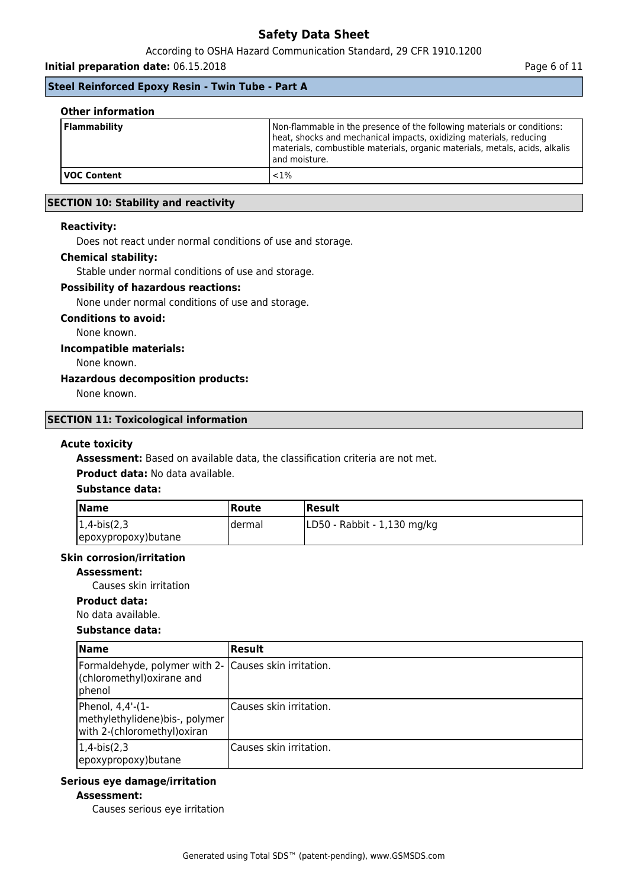### Other information

| Flammability | Non-flammable in the presence of the following materials or conditions: heat, shocks and mechanical impacts, oxidizing materials, reducing materials, combustible materials, organic materials, metals, acids, alkalis and moisture. |
| --- | --- |
| **VOC Content** | <1% |

## SECTION 10: Stability and reactivity

**Reactivity:**

Does not react under normal conditions of use and storage.

**Chemical stability:**

Stable under normal conditions of use and storage.

**Possibility of hazardous reactions:**

None under normal conditions of use and storage.

**Conditions to avoid:**

None known.

**Incompatible materials:**

None known.

**Hazardous decomposition products:**

None known.

## SECTION 11: Toxicological information

### Acute toxicity

**Assessment:** Based on available data, the classification criteria are not met.

**Product data:** No data available.

**Substance data:**

| Name | Route | Result |
| --- | --- | --- |
| 1,4-bis(2,3 epoxypropoxy)butane | dermal | LD50 - Rabbit - 1,130 mg/kg |

### Skin corrosion/irritation

**Assessment:**

Causes skin irritation

**Product data:**

No data available.

**Substance data:**

| Name | Result |
| --- | --- |
| Formaldehyde, polymer with 2-(chloromethyl)oxirane and phenol | Causes skin irritation. |
| Phenol, 4,4'-(1-methylethylidene)bis-, polymer with 2-(chloromethyl)oxiran | Causes skin irritation. |
| 1,4-bis(2,3 epoxypropoxy)butane | Causes skin irritation. |

### Serious eye damage/irritation

**Assessment:**

Causes serious eye irritation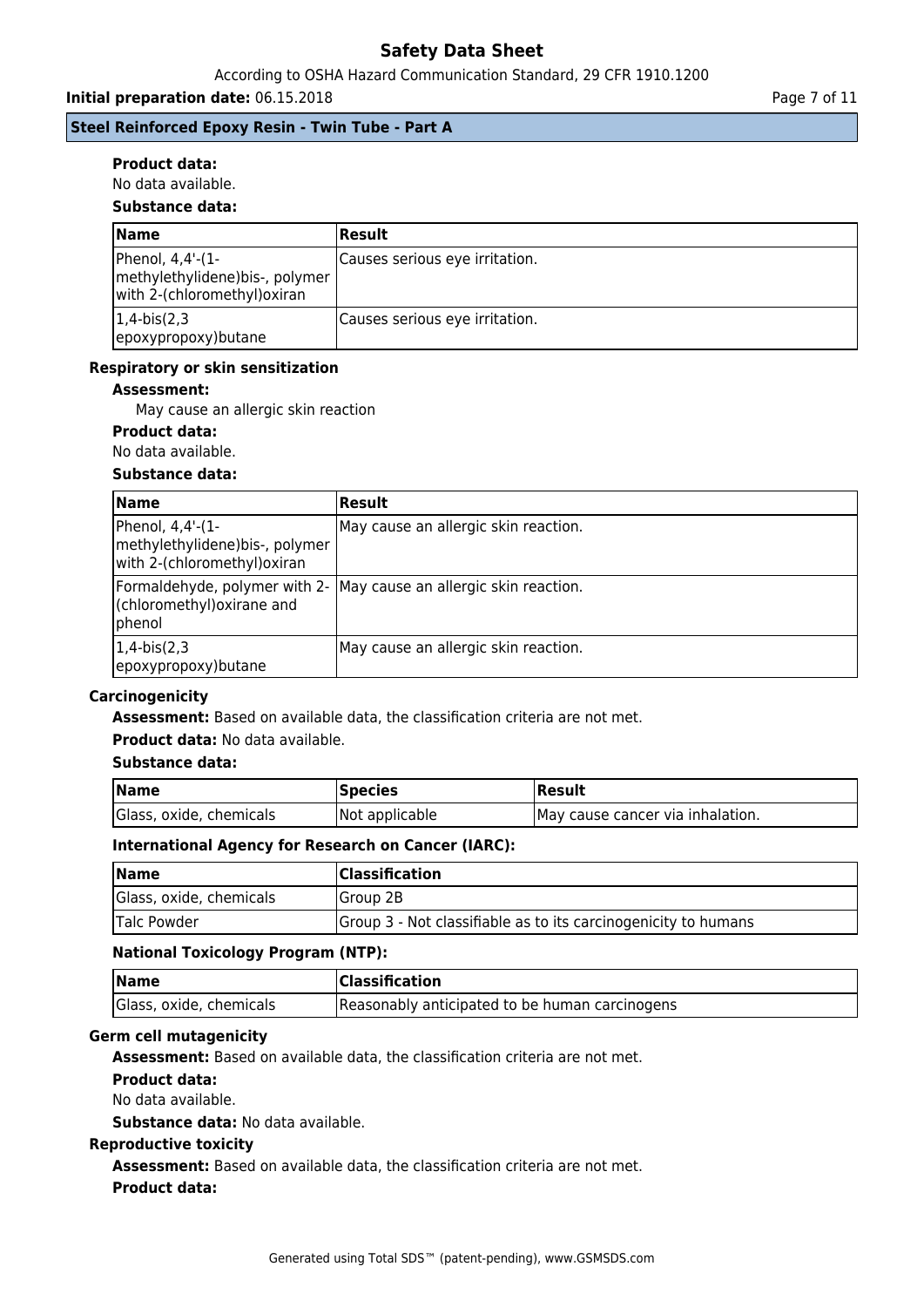**Product data:**

No data available.

**Substance data:**

| Name | Result |
| --- | --- |
| Phenol, 4,4'-(1-methylethylidene)bis-, polymer with 2-(chloromethyl)oxiran | Causes serious eye irritation. |
| 1,4-bis(2,3 epoxypropoxy)butane | Causes serious eye irritation. |

### Respiratory or skin sensitization

**Assessment:**

May cause an allergic skin reaction

**Product data:**

No data available.

**Substance data:**

| Name | Result |
| --- | --- |
| Phenol, 4,4'-(1-methylethylidene)bis-, polymer with 2-(chloromethyl)oxiran | May cause an allergic skin reaction. |
| Formaldehyde, polymer with 2-(chloromethyl)oxirane and phenol | May cause an allergic skin reaction. |
| 1,4-bis(2,3 epoxypropoxy)butane | May cause an allergic skin reaction. |

### Carcinogenicity

**Assessment:** Based on available data, the classification criteria are not met.

**Product data:** No data available.

**Substance data:**

| Name | Species | Result |
| --- | --- | --- |
| Glass, oxide, chemicals | Not applicable | May cause cancer via inhalation. |

**International Agency for Research on Cancer (IARC):**

| Name | Classification |
| --- | --- |
| Glass, oxide, chemicals | Group 2B |
| Talc Powder | Group 3 - Not classifiable as to its carcinogenicity to humans |

**National Toxicology Program (NTP):**

| Name | Classification |
| --- | --- |
| Glass, oxide, chemicals | Reasonably anticipated to be human carcinogens |

### Germ cell mutagenicity

**Assessment:** Based on available data, the classification criteria are not met.

**Product data:**

No data available.

**Substance data:** No data available.

### Reproductive toxicity

**Assessment:** Based on available data, the classification criteria are not met.

**Product data:**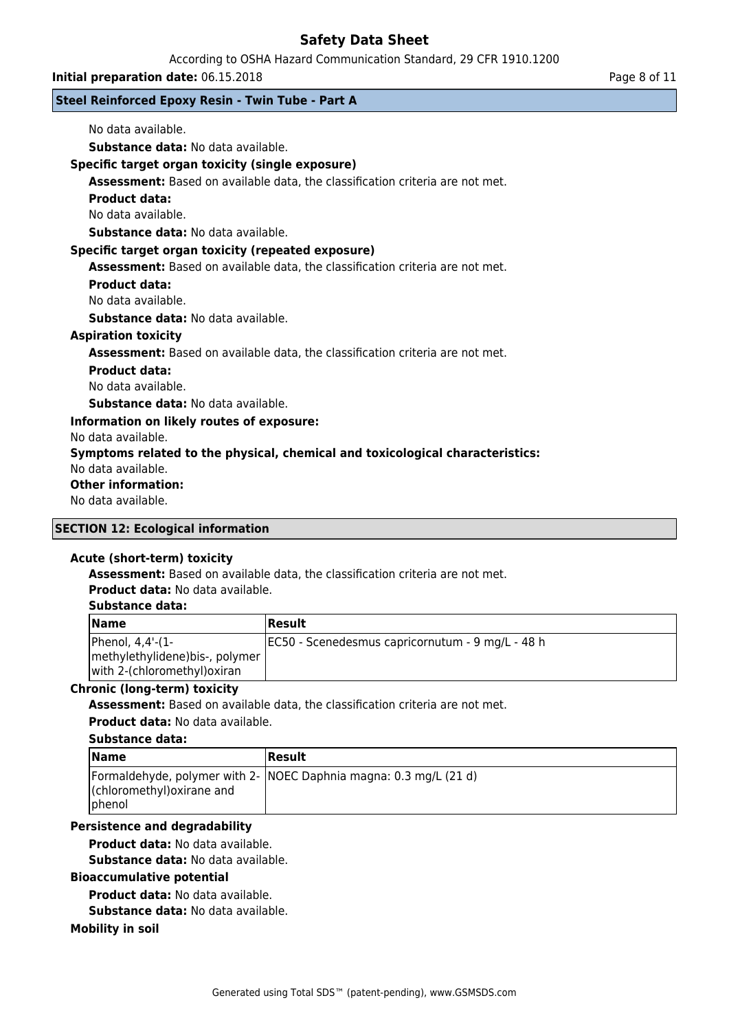No data available.

**Substance data:** No data available.

**Specific target organ toxicity (single exposure)**

**Assessment:** Based on available data, the classification criteria are not met.

**Product data:**

No data available.

**Substance data:** No data available.

**Specific target organ toxicity (repeated exposure)**

**Assessment:** Based on available data, the classification criteria are not met.

**Product data:**

No data available.

**Substance data:** No data available.

**Aspiration toxicity**

**Assessment:** Based on available data, the classification criteria are not met.

**Product data:**

No data available.

**Substance data:** No data available.

**Information on likely routes of exposure:**

No data available.

**Symptoms related to the physical, chemical and toxicological characteristics:**

No data available.

**Other information:**

No data available.

## SECTION 12: Ecological information

**Acute (short-term) toxicity**

**Assessment:** Based on available data, the classification criteria are not met.

**Product data:** No data available.

**Substance data:**

| Name | Result |
|---|---|
| Phenol, 4,4'-(1-methylethylidene)bis-, polymer with 2-(chloromethyl)oxiran | EC50 - Scenedesmus capricornutum - 9 mg/L - 48 h |

**Chronic (long-term) toxicity**

**Assessment:** Based on available data, the classification criteria are not met.

**Product data:** No data available.

**Substance data:**

| Name | Result |
|---|---|
| Formaldehyde, polymer with 2-(chloromethyl)oxirane and phenol | NOEC Daphnia magna: 0.3 mg/L (21 d) |

**Persistence and degradability**

**Product data:** No data available.

**Substance data:** No data available.

**Bioaccumulative potential**

**Product data:** No data available.

**Substance data:** No data available.

**Mobility in soil**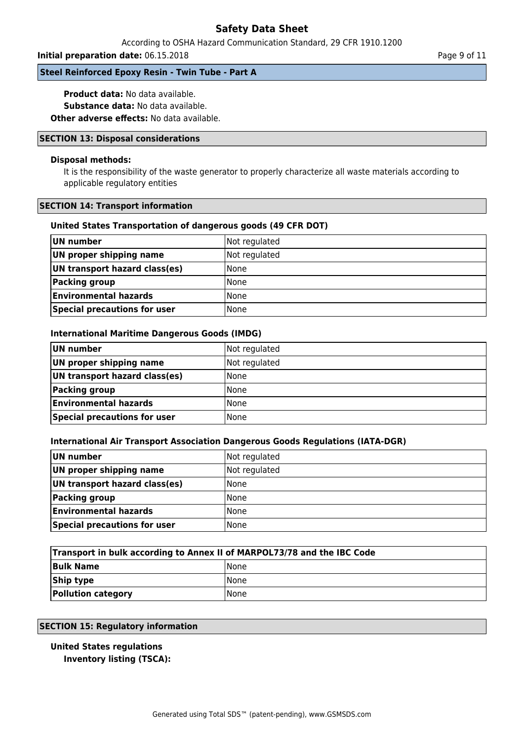**Product data:** No data available.

**Substance data:** No data available.

**Other adverse effects:** No data available.

## SECTION 13: Disposal considerations

**Disposal methods:**

It is the responsibility of the waste generator to properly characterize all waste materials according to applicable regulatory entities

## SECTION 14: Transport information

**United States Transportation of dangerous goods (49 CFR DOT)**

| | |
|---|---|
| **UN number** | Not regulated |
| **UN proper shipping name** | Not regulated |
| **UN transport hazard class(es)** | None |
| **Packing group** | None |
| **Environmental hazards** | None |
| **Special precautions for user** | None |

**International Maritime Dangerous Goods (IMDG)**

| | |
|---|---|
| **UN number** | Not regulated |
| **UN proper shipping name** | Not regulated |
| **UN transport hazard class(es)** | None |
| **Packing group** | None |
| **Environmental hazards** | None |
| **Special precautions for user** | None |

**International Air Transport Association Dangerous Goods Regulations (IATA-DGR)**

| | |
|---|---|
| **UN number** | Not regulated |
| **UN proper shipping name** | Not regulated |
| **UN transport hazard class(es)** | None |
| **Packing group** | None |
| **Environmental hazards** | None |
| **Special precautions for user** | None |

| **Transport in bulk according to Annex II of MARPOL73/78 and the IBC Code** | |
|---|---|
| **Bulk Name** | None |
| **Ship type** | None |
| **Pollution category** | None |

## SECTION 15: Regulatory information

**United States regulations**

**Inventory listing (TSCA):**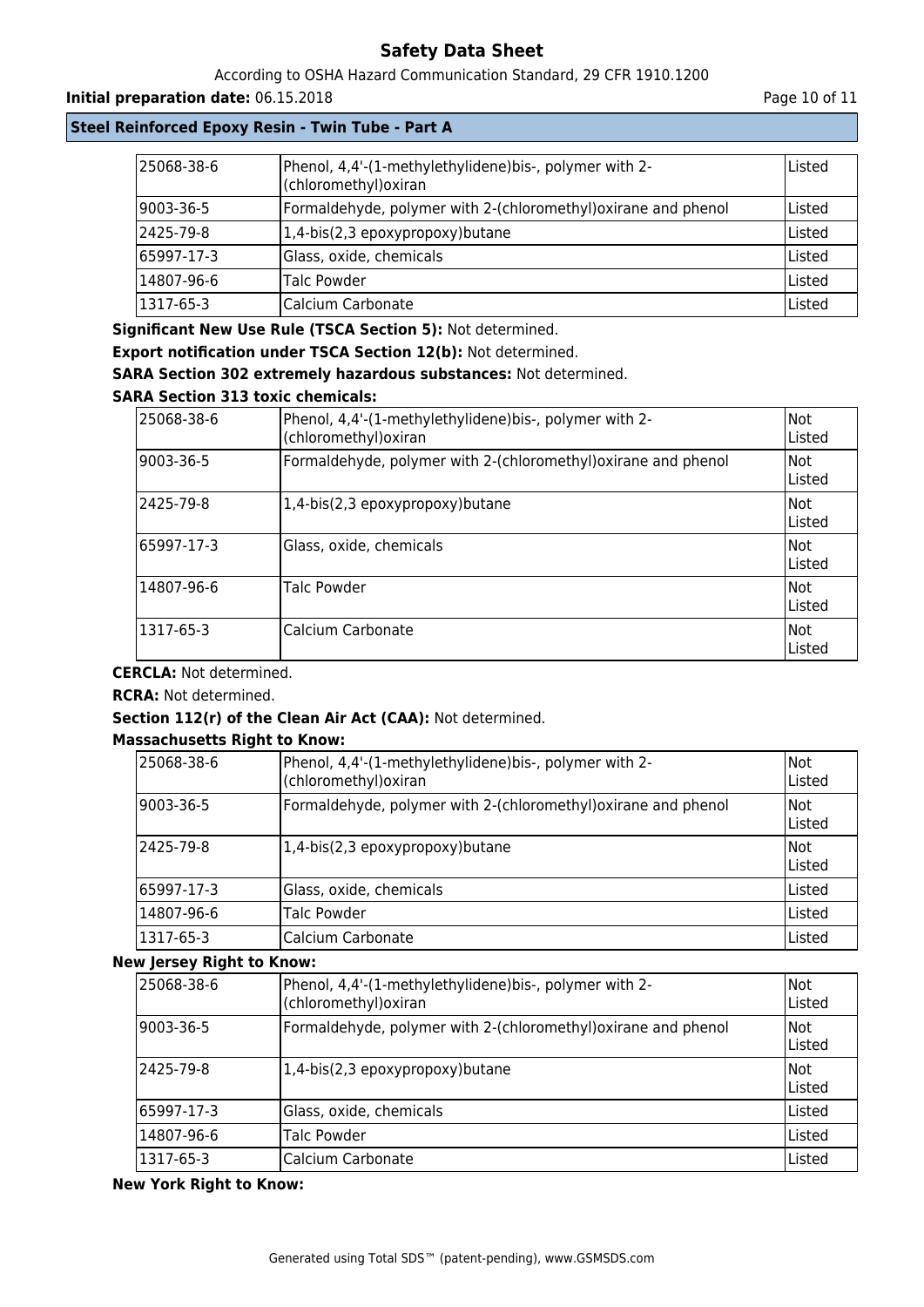| | | |
|---|---|---|
| 25068-38-6 | Phenol, 4,4'-(1-methylethylidene)bis-, polymer with 2-(chloromethyl)oxiran | Listed |
| 9003-36-5 | Formaldehyde, polymer with 2-(chloromethyl)oxirane and phenol | Listed |
| 2425-79-8 | 1,4-bis(2,3 epoxypropoxy)butane | Listed |
| 65997-17-3 | Glass, oxide, chemicals | Listed |
| 14807-96-6 | Talc Powder | Listed |
| 1317-65-3 | Calcium Carbonate | Listed |

**Significant New Use Rule (TSCA Section 5):** Not determined.

**Export notification under TSCA Section 12(b):** Not determined.

**SARA Section 302 extremely hazardous substances:** Not determined.

**SARA Section 313 toxic chemicals:**

| | | |
|---|---|---|
| 25068-38-6 | Phenol, 4,4'-(1-methylethylidene)bis-, polymer with 2-(chloromethyl)oxiran | Not Listed |
| 9003-36-5 | Formaldehyde, polymer with 2-(chloromethyl)oxirane and phenol | Not Listed |
| 2425-79-8 | 1,4-bis(2,3 epoxypropoxy)butane | Not Listed |
| 65997-17-3 | Glass, oxide, chemicals | Not Listed |
| 14807-96-6 | Talc Powder | Not Listed |
| 1317-65-3 | Calcium Carbonate | Not Listed |

**CERCLA:** Not determined.

**RCRA:** Not determined.

**Section 112(r) of the Clean Air Act (CAA):** Not determined.

**Massachusetts Right to Know:**

| | | |
|---|---|---|
| 25068-38-6 | Phenol, 4,4'-(1-methylethylidene)bis-, polymer with 2-(chloromethyl)oxiran | Not Listed |
| 9003-36-5 | Formaldehyde, polymer with 2-(chloromethyl)oxirane and phenol | Not Listed |
| 2425-79-8 | 1,4-bis(2,3 epoxypropoxy)butane | Not Listed |
| 65997-17-3 | Glass, oxide, chemicals | Listed |
| 14807-96-6 | Talc Powder | Listed |
| 1317-65-3 | Calcium Carbonate | Listed |

**New Jersey Right to Know:**

| | | |
|---|---|---|
| 25068-38-6 | Phenol, 4,4'-(1-methylethylidene)bis-, polymer with 2-(chloromethyl)oxiran | Not Listed |
| 9003-36-5 | Formaldehyde, polymer with 2-(chloromethyl)oxirane and phenol | Not Listed |
| 2425-79-8 | 1,4-bis(2,3 epoxypropoxy)butane | Not Listed |
| 65997-17-3 | Glass, oxide, chemicals | Listed |
| 14807-96-6 | Talc Powder | Listed |
| 1317-65-3 | Calcium Carbonate | Listed |

**New York Right to Know:**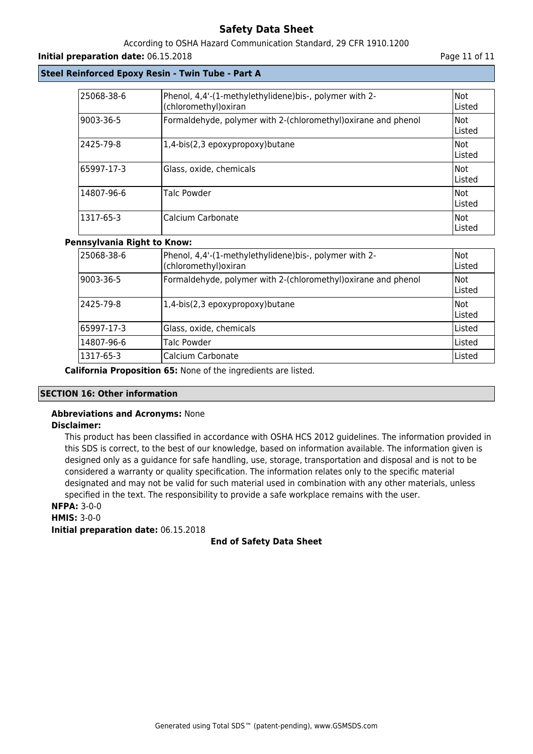**Steel Reinforced Epoxy Resin - Twin Tube - Part A**

| | | |
|---|---|---|
| 25068-38-6 | Phenol, 4,4'-(1-methylethylidene)bis-, polymer with 2-(chloromethyl)oxiran | Not Listed |
| 9003-36-5 | Formaldehyde, polymer with 2-(chloromethyl)oxirane and phenol | Not Listed |
| 2425-79-8 | 1,4-bis(2,3 epoxypropoxy)butane | Not Listed |
| 65997-17-3 | Glass, oxide, chemicals | Not Listed |
| 14807-96-6 | Talc Powder | Not Listed |
| 1317-65-3 | Calcium Carbonate | Not Listed |

**Pennsylvania Right to Know:**

| | | |
|---|---|---|
| 25068-38-6 | Phenol, 4,4'-(1-methylethylidene)bis-, polymer with 2-(chloromethyl)oxiran | Not Listed |
| 9003-36-5 | Formaldehyde, polymer with 2-(chloromethyl)oxirane and phenol | Not Listed |
| 2425-79-8 | 1,4-bis(2,3 epoxypropoxy)butane | Not Listed |
| 65997-17-3 | Glass, oxide, chemicals | Listed |
| 14807-96-6 | Talc Powder | Listed |
| 1317-65-3 | Calcium Carbonate | Listed |

**California Proposition 65:** None of the ingredients are listed.

## SECTION 16: Other information

**Abbreviations and Acronyms:** None

**Disclaimer:**

This product has been classified in accordance with OSHA HCS 2012 guidelines. The information provided in this SDS is correct, to the best of our knowledge, based on information available. The information given is designed only as a guidance for safe handling, use, storage, transportation and disposal and is not to be considered a warranty or quality specification. The information relates only to the specific material designated and may not be valid for such material used in combination with any other materials, unless specified in the text. The responsibility to provide a safe workplace remains with the user.

**NFPA:** 3-0-0

**HMIS:** 3-0-0

**Initial preparation date:** 06.15.2018

**End of Safety Data Sheet**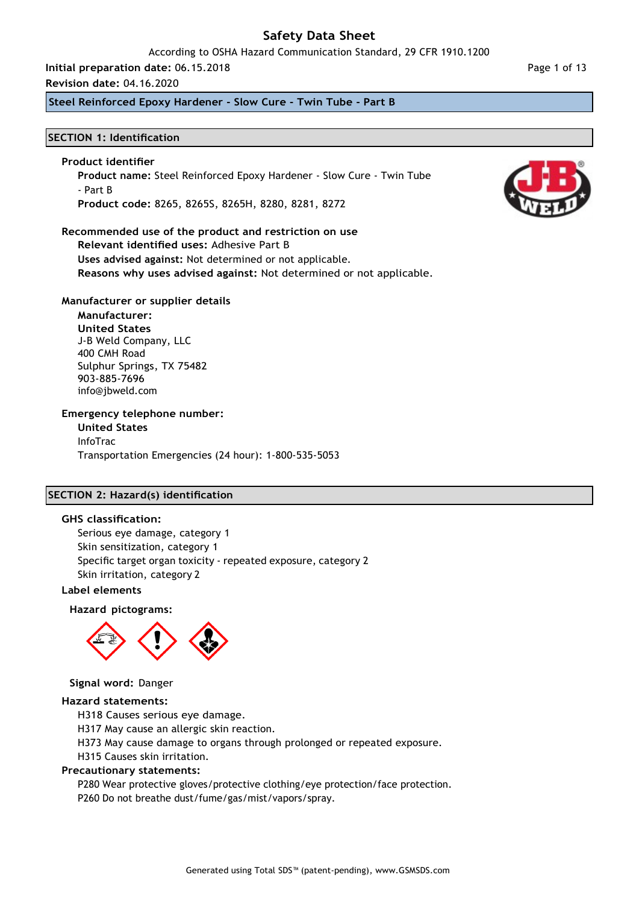# Safety Data Sheet

According to OSHA Hazard Communication Standard, 29 CFR 1910.1200

**Initial preparation date:** 06.15.2018

**Revision date:** 04.16.2020

**Steel Reinforced Epoxy Hardener - Slow Cure - Twin Tube - Part B**

## SECTION 1: Identification

### Product identifier

**Product name:** Steel Reinforced Epoxy Hardener - Slow Cure - Twin Tube - Part B

**Product code:** 8265, 8265S, 8265H, 8280, 8281, 8272

### Recommended use of the product and restriction on use

**Relevant identified uses:** Adhesive Part B

**Uses advised against:** Not determined or not applicable.

**Reasons why uses advised against:** Not determined or not applicable.

### Manufacturer or supplier details

**Manufacturer:**

**United States**

J-B Weld Company, LLC
400 CMH Road
Sulphur Springs, TX 75482
903-885-7696
info@jbweld.com

### Emergency telephone number:

**United States**

InfoTrac
Transportation Emergencies (24 hour): 1-800-535-5053

## SECTION 2: Hazard(s) identification

### GHS classification:

Serious eye damage, category 1
Skin sensitization, category 1
Specific target organ toxicity - repeated exposure, category 2
Skin irritation, category 2

### Label elements

**Hazard pictograms:**

**Signal word:** Danger

### Hazard statements:

H318 Causes serious eye damage.
H317 May cause an allergic skin reaction.
H373 May cause damage to organs through prolonged or repeated exposure.
H315 Causes skin irritation.

### Precautionary statements:

P280 Wear protective gloves/protective clothing/eye protection/face protection.
P260 Do not breathe dust/fume/gas/mist/vapors/spray.

Generated using Total SDS™ (patent-pending), www.GSMSDS.com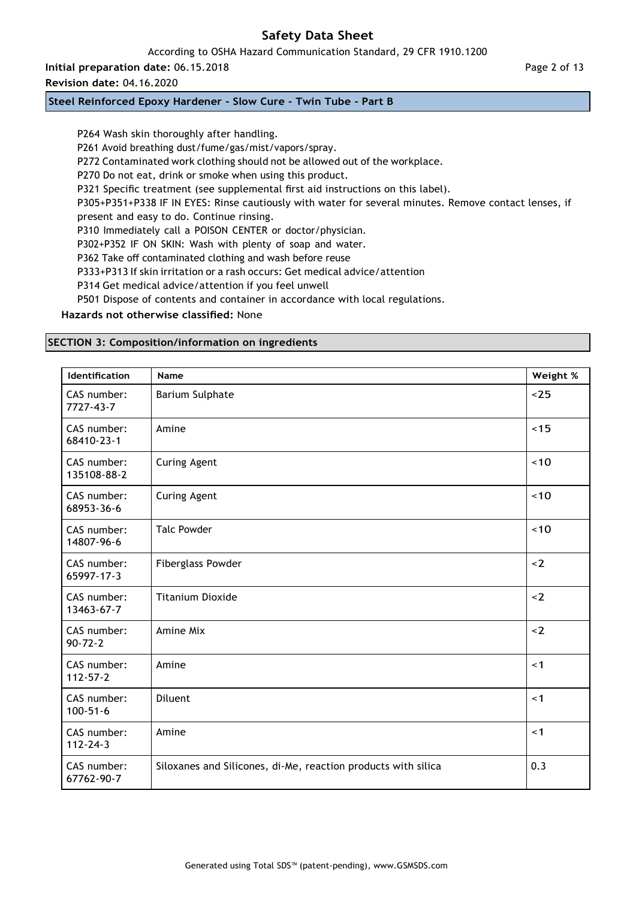P264 Wash skin thoroughly after handling.

P261 Avoid breathing dust/fume/gas/mist/vapors/spray.

P272 Contaminated work clothing should not be allowed out of the workplace.

P270 Do not eat, drink or smoke when using this product.

P321 Specific treatment (see supplemental first aid instructions on this label).

P305+P351+P338 IF IN EYES: Rinse cautiously with water for several minutes. Remove contact lenses, if present and easy to do. Continue rinsing.

P310 Immediately call a POISON CENTER or doctor/physician.

P302+P352 IF ON SKIN: Wash with plenty of soap and water.

P362 Take off contaminated clothing and wash before reuse

P333+P313 If skin irritation or a rash occurs: Get medical advice/attention

P314 Get medical advice/attention if you feel unwell

P501 Dispose of contents and container in accordance with local regulations.

**Hazards not otherwise classified:** None

## SECTION 3: Composition/information on ingredients

| Identification | Name | Weight % |
|---|---|---|
| CAS number: 7727-43-7 | Barium Sulphate | <25 |
| CAS number: 68410-23-1 | Amine | <15 |
| CAS number: 135108-88-2 | Curing Agent | <10 |
| CAS number: 68953-36-6 | Curing Agent | <10 |
| CAS number: 14807-96-6 | Talc Powder | <10 |
| CAS number: 65997-17-3 | Fiberglass Powder | <2 |
| CAS number: 13463-67-7 | Titanium Dioxide | <2 |
| CAS number: 90-72-2 | Amine Mix | <2 |
| CAS number: 112-57-2 | Amine | <1 |
| CAS number: 100-51-6 | Diluent | <1 |
| CAS number: 112-24-3 | Amine | <1 |
| CAS number: 67762-90-7 | Siloxanes and Silicones, di-Me, reaction products with silica | 0.3 |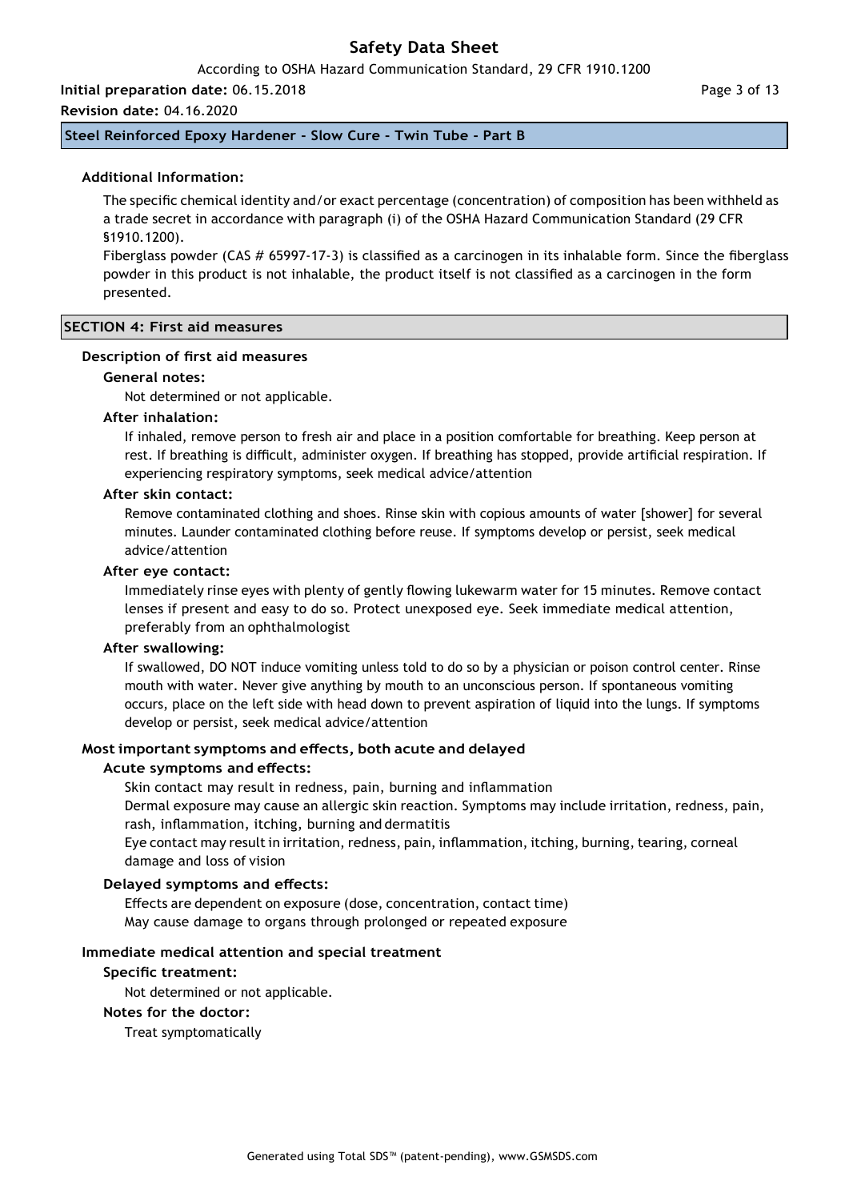### Additional Information:

The specific chemical identity and/or exact percentage (concentration) of composition has been withheld as a trade secret in accordance with paragraph (i) of the OSHA Hazard Communication Standard (29 CFR §1910.1200).

Fiberglass powder (CAS # 65997-17-3) is classified as a carcinogen in its inhalable form. Since the fiberglass powder in this product is not inhalable, the product itself is not classified as a carcinogen in the form presented.

## SECTION 4: First aid measures

### Description of first aid measures

**General notes:**

Not determined or not applicable.

**After inhalation:**

If inhaled, remove person to fresh air and place in a position comfortable for breathing. Keep person at rest. If breathing is difficult, administer oxygen. If breathing has stopped, provide artificial respiration. If experiencing respiratory symptoms, seek medical advice/attention

**After skin contact:**

Remove contaminated clothing and shoes. Rinse skin with copious amounts of water [shower] for several minutes. Launder contaminated clothing before reuse. If symptoms develop or persist, seek medical advice/attention

**After eye contact:**

Immediately rinse eyes with plenty of gently flowing lukewarm water for 15 minutes. Remove contact lenses if present and easy to do so. Protect unexposed eye. Seek immediate medical attention, preferably from an ophthalmologist

**After swallowing:**

If swallowed, DO NOT induce vomiting unless told to do so by a physician or poison control center. Rinse mouth with water. Never give anything by mouth to an unconscious person. If spontaneous vomiting occurs, place on the left side with head down to prevent aspiration of liquid into the lungs. If symptoms develop or persist, seek medical advice/attention

### Most important symptoms and effects, both acute and delayed

**Acute symptoms and effects:**

Skin contact may result in redness, pain, burning and inflammation

Dermal exposure may cause an allergic skin reaction. Symptoms may include irritation, redness, pain, rash, inflammation, itching, burning and dermatitis

Eye contact may result in irritation, redness, pain, inflammation, itching, burning, tearing, corneal damage and loss of vision

**Delayed symptoms and effects:**

Effects are dependent on exposure (dose, concentration, contact time)

May cause damage to organs through prolonged or repeated exposure

### Immediate medical attention and special treatment

**Specific treatment:**

Not determined or not applicable.

**Notes for the doctor:**

Treat symptomatically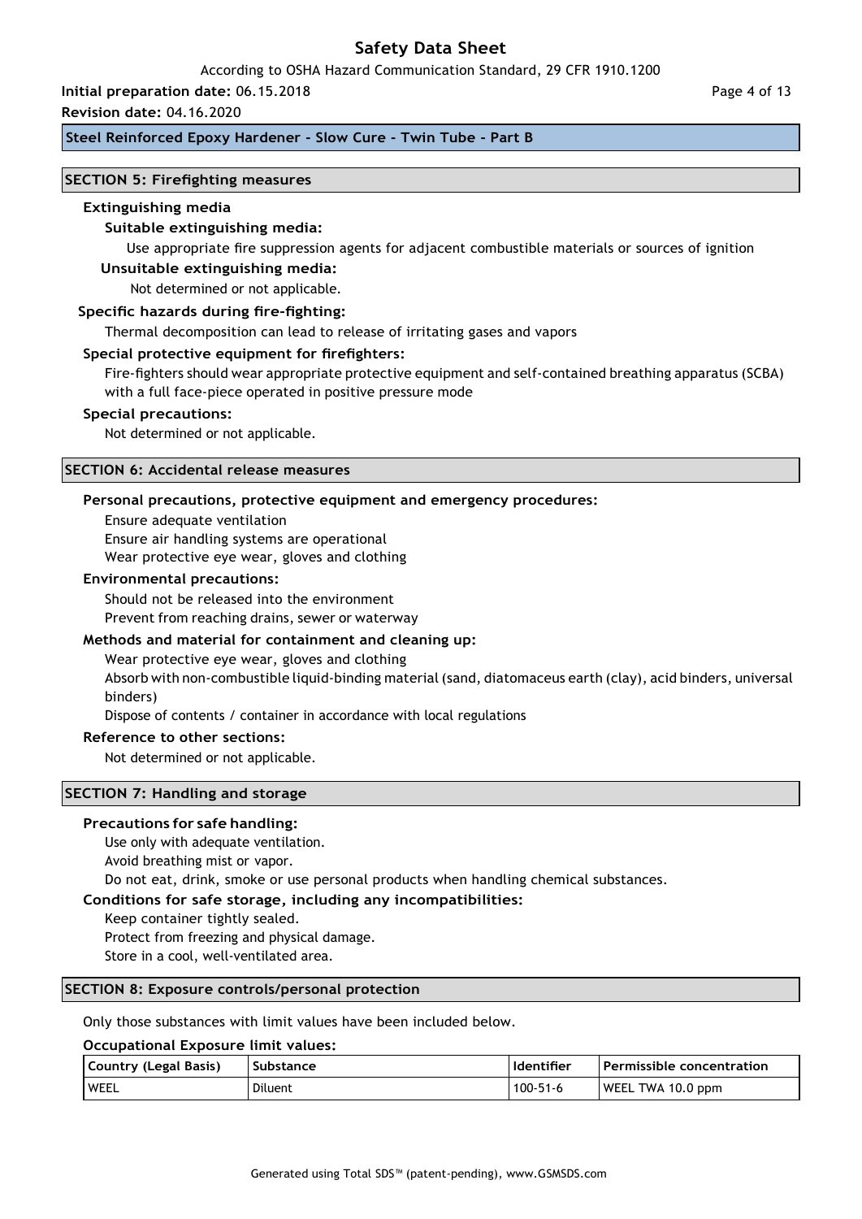## SECTION 5: Firefighting measures

### Extinguishing media

**Suitable extinguishing media:**

Use appropriate fire suppression agents for adjacent combustible materials or sources of ignition

**Unsuitable extinguishing media:**

Not determined or not applicable.

**Specific hazards during fire-fighting:**

Thermal decomposition can lead to release of irritating gases and vapors

**Special protective equipment for firefighters:**

Fire-fighters should wear appropriate protective equipment and self-contained breathing apparatus (SCBA) with a full face-piece operated in positive pressure mode

**Special precautions:**

Not determined or not applicable.

## SECTION 6: Accidental release measures

**Personal precautions, protective equipment and emergency procedures:**

Ensure adequate ventilation
Ensure air handling systems are operational
Wear protective eye wear, gloves and clothing

**Environmental precautions:**

Should not be released into the environment
Prevent from reaching drains, sewer or waterway

**Methods and material for containment and cleaning up:**

Wear protective eye wear, gloves and clothing
Absorb with non-combustible liquid-binding material (sand, diatomaceus earth (clay), acid binders, universal binders)
Dispose of contents / container in accordance with local regulations

**Reference to other sections:**

Not determined or not applicable.

## SECTION 7: Handling and storage

**Precautions for safe handling:**

Use only with adequate ventilation.
Avoid breathing mist or vapor.
Do not eat, drink, smoke or use personal products when handling chemical substances.

**Conditions for safe storage, including any incompatibilities:**

Keep container tightly sealed.
Protect from freezing and physical damage.
Store in a cool, well-ventilated area.

## SECTION 8: Exposure controls/personal protection

Only those substances with limit values have been included below.

**Occupational Exposure limit values:**

| Country (Legal Basis) | Substance | Identifier | Permissible concentration |
|---|---|---|---|
| WEEL | Diluent | 100-51-6 | WEEL TWA 10.0 ppm |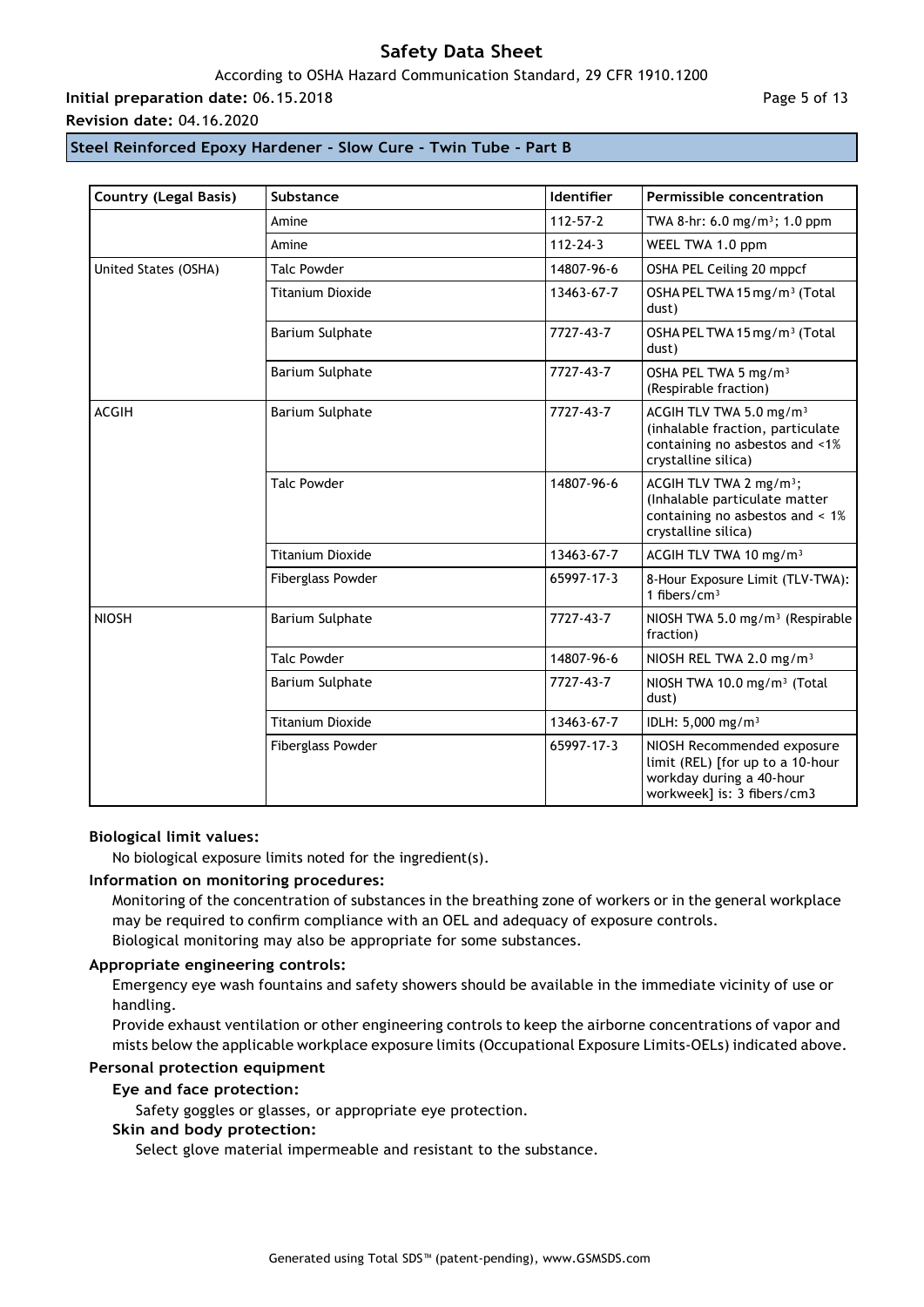| Country (Legal Basis) | Substance | Identifier | Permissible concentration |
| --- | --- | --- | --- |
| | Amine | 112-57-2 | TWA 8-hr: 6.0 mg/m³; 1.0 ppm |
| | Amine | 112-24-3 | WEEL TWA 1.0 ppm |
| United States (OSHA) | Talc Powder | 14807-96-6 | OSHA PEL Ceiling 20 mppcf |
| | Titanium Dioxide | 13463-67-7 | OSHA PEL TWA 15 mg/m³ (Total dust) |
| | Barium Sulphate | 7727-43-7 | OSHA PEL TWA 15 mg/m³ (Total dust) |
| | Barium Sulphate | 7727-43-7 | OSHA PEL TWA 5 mg/m³ (Respirable fraction) |
| ACGIH | Barium Sulphate | 7727-43-7 | ACGIH TLV TWA 5.0 mg/m³ (inhalable fraction, particulate containing no asbestos and <1% crystalline silica) |
| | Talc Powder | 14807-96-6 | ACGIH TLV TWA 2 mg/m³; (Inhalable particulate matter containing no asbestos and < 1% crystalline silica) |
| | Titanium Dioxide | 13463-67-7 | ACGIH TLV TWA 10 mg/m³ |
| | Fiberglass Powder | 65997-17-3 | 8-Hour Exposure Limit (TLV-TWA): 1 fibers/cm³ |
| NIOSH | Barium Sulphate | 7727-43-7 | NIOSH TWA 5.0 mg/m³ (Respirable fraction) |
| | Talc Powder | 14807-96-6 | NIOSH REL TWA 2.0 mg/m³ |
| | Barium Sulphate | 7727-43-7 | NIOSH TWA 10.0 mg/m³ (Total dust) |
| | Titanium Dioxide | 13463-67-7 | IDLH: 5,000 mg/m³ |
| | Fiberglass Powder | 65997-17-3 | NIOSH Recommended exposure limit (REL) [for up to a 10-hour workday during a 40-hour workweek] is: 3 fibers/cm3 |

**Biological limit values:**

No biological exposure limits noted for the ingredient(s).

**Information on monitoring procedures:**

Monitoring of the concentration of substances in the breathing zone of workers or in the general workplace may be required to confirm compliance with an OEL and adequacy of exposure controls.
Biological monitoring may also be appropriate for some substances.

**Appropriate engineering controls:**

Emergency eye wash fountains and safety showers should be available in the immediate vicinity of use or handling.
Provide exhaust ventilation or other engineering controls to keep the airborne concentrations of vapor and mists below the applicable workplace exposure limits (Occupational Exposure Limits-OELs) indicated above.

**Personal protection equipment**

**Eye and face protection:**

Safety goggles or glasses, or appropriate eye protection.

**Skin and body protection:**

Select glove material impermeable and resistant to the substance.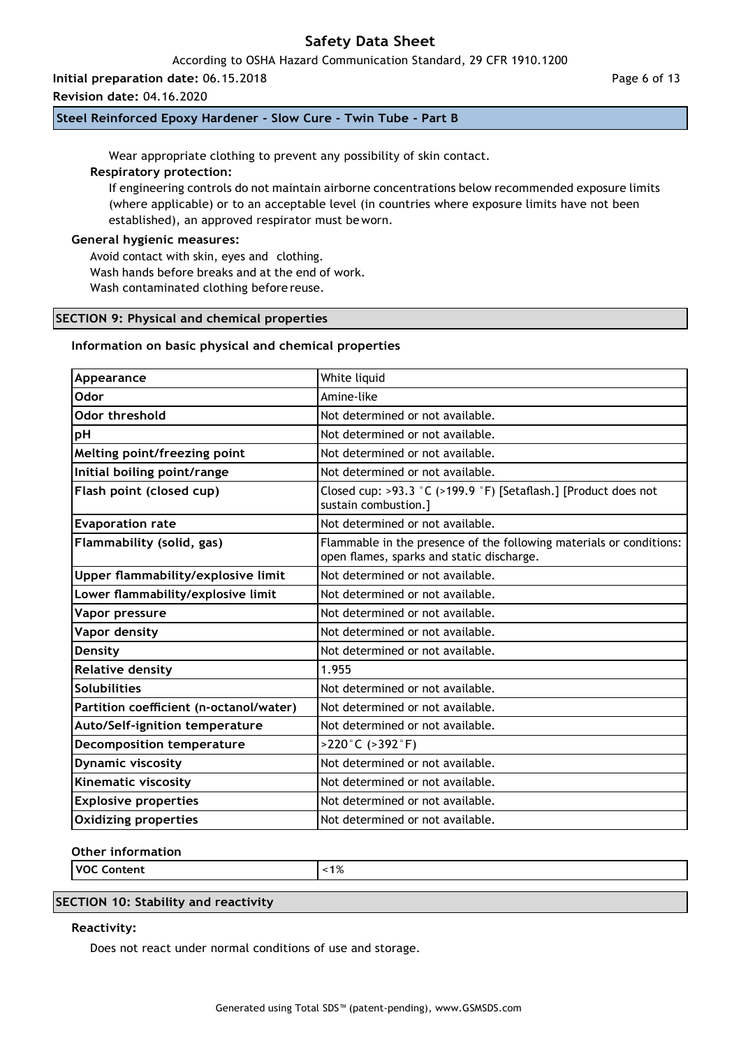Wear appropriate clothing to prevent any possibility of skin contact.

**Respiratory protection:**

If engineering controls do not maintain airborne concentrations below recommended exposure limits (where applicable) or to an acceptable level (in countries where exposure limits have not been established), an approved respirator must be worn.

**General hygienic measures:**

Avoid contact with skin, eyes and clothing.
Wash hands before breaks and at the end of work.
Wash contaminated clothing before reuse.

## SECTION 9: Physical and chemical properties

**Information on basic physical and chemical properties**

| Property | Value |
|---|---|
| **Appearance** | White liquid |
| **Odor** | Amine-like |
| **Odor threshold** | Not determined or not available. |
| **pH** | Not determined or not available. |
| **Melting point/freezing point** | Not determined or not available. |
| **Initial boiling point/range** | Not determined or not available. |
| **Flash point (closed cup)** | Closed cup: >93.3 °C (>199.9 °F) [Setaflash.] [Product does not sustain combustion.] |
| **Evaporation rate** | Not determined or not available. |
| **Flammability (solid, gas)** | Flammable in the presence of the following materials or conditions: open flames, sparks and static discharge. |
| **Upper flammability/explosive limit** | Not determined or not available. |
| **Lower flammability/explosive limit** | Not determined or not available. |
| **Vapor pressure** | Not determined or not available. |
| **Vapor density** | Not determined or not available. |
| **Density** | Not determined or not available. |
| **Relative density** | 1.955 |
| **Solubilities** | Not determined or not available. |
| **Partition coefficient (n-octanol/water)** | Not determined or not available. |
| **Auto/Self-ignition temperature** | Not determined or not available. |
| **Decomposition temperature** | >220°C (>392°F) |
| **Dynamic viscosity** | Not determined or not available. |
| **Kinematic viscosity** | Not determined or not available. |
| **Explosive properties** | Not determined or not available. |
| **Oxidizing properties** | Not determined or not available. |

**Other information**

| Property | Value |
|---|---|
| **VOC Content** | <1% |

## SECTION 10: Stability and reactivity

**Reactivity:**

Does not react under normal conditions of use and storage.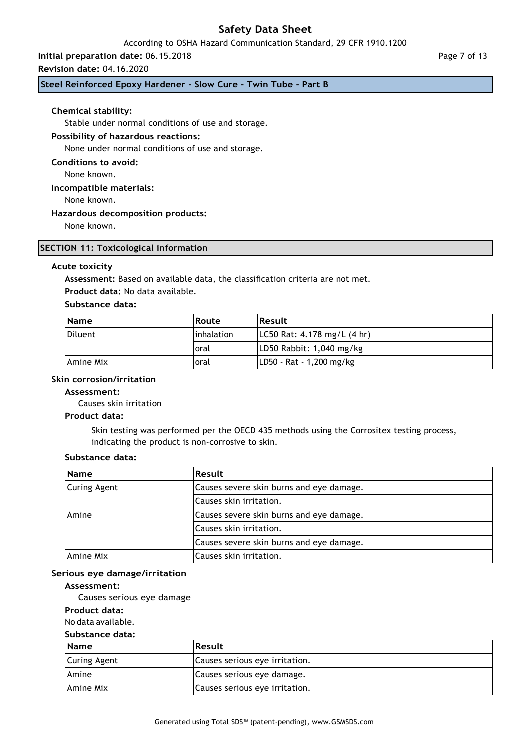**Chemical stability:**

Stable under normal conditions of use and storage.

**Possibility of hazardous reactions:**

None under normal conditions of use and storage.

**Conditions to avoid:**

None known.

**Incompatible materials:**

None known.

**Hazardous decomposition products:**

None known.

## SECTION 11: Toxicological information

### Acute toxicity

**Assessment:** Based on available data, the classification criteria are not met.

**Product data:** No data available.

**Substance data:**

| Name | Route | Result |
|---|---|---|
| Diluent | inhalation | LC50 Rat: 4.178 mg/L (4 hr) |
| | oral | LD50 Rabbit: 1,040 mg/kg |
| Amine Mix | oral | LD50 - Rat - 1,200 mg/kg |

### Skin corrosion/irritation

**Assessment:**

Causes skin irritation

**Product data:**

Skin testing was performed per the OECD 435 methods using the Corrositex testing process, indicating the product is non-corrosive to skin.

**Substance data:**

| Name | Result |
|---|---|
| Curing Agent | Causes severe skin burns and eye damage. |
| | Causes skin irritation. |
| Amine | Causes severe skin burns and eye damage. |
| | Causes skin irritation. |
| | Causes severe skin burns and eye damage. |
| Amine Mix | Causes skin irritation. |

### Serious eye damage/irritation

**Assessment:**

Causes serious eye damage

**Product data:**

No data available.

**Substance data:**

| Name | Result |
|---|---|
| Curing Agent | Causes serious eye irritation. |
| Amine | Causes serious eye damage. |
| Amine Mix | Causes serious eye irritation. |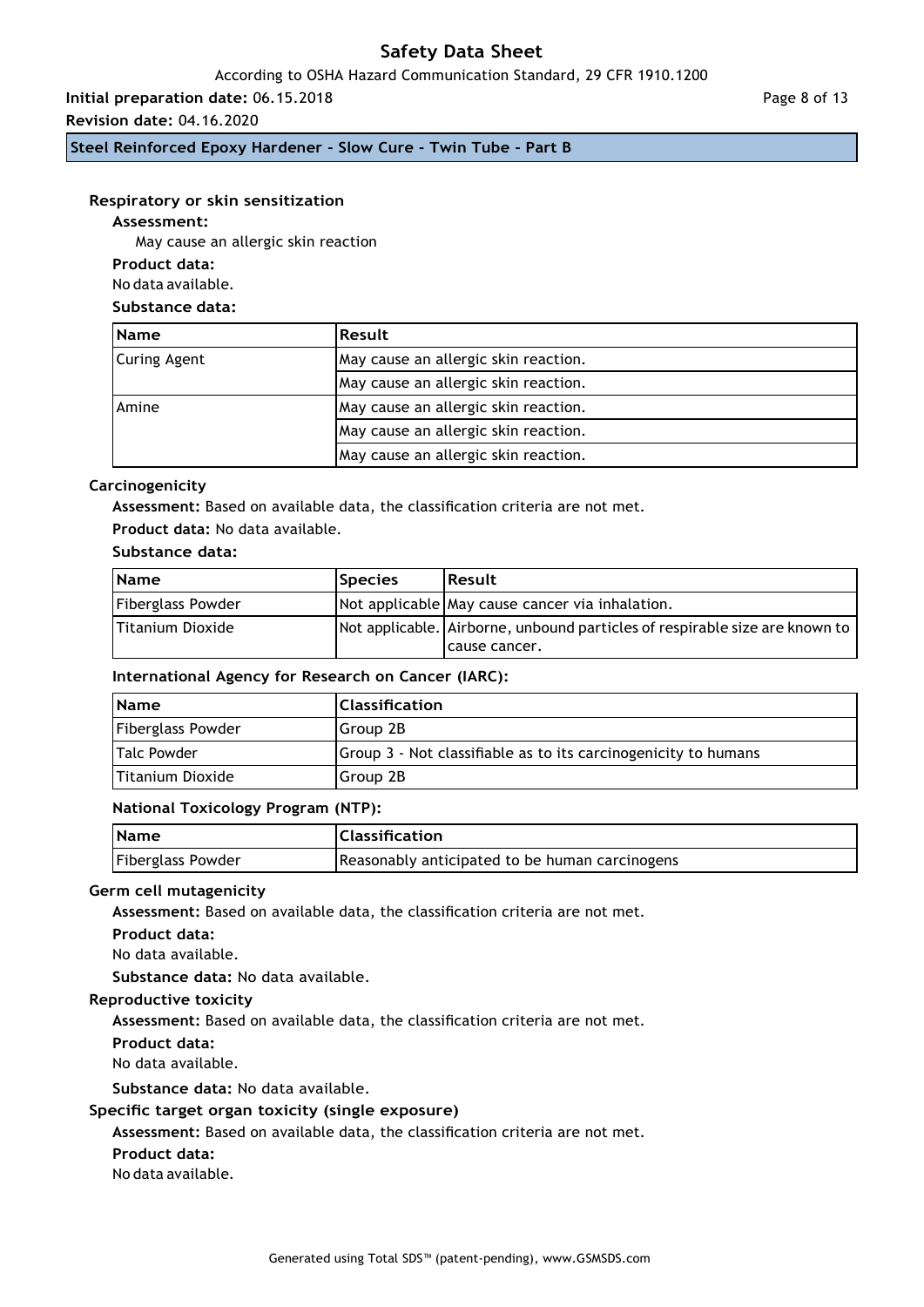#### Respiratory or skin sensitization

**Assessment:**

May cause an allergic skin reaction

**Product data:**

No data available.

**Substance data:**

| Name | Result |
|---|---|
| Curing Agent | May cause an allergic skin reaction. |
| | May cause an allergic skin reaction. |
| Amine | May cause an allergic skin reaction. |
| | May cause an allergic skin reaction. |
| | May cause an allergic skin reaction. |

#### Carcinogenicity

**Assessment:** Based on available data, the classification criteria are not met.

**Product data:** No data available.

**Substance data:**

| Name | Species | Result |
|---|---|---|
| Fiberglass Powder | Not applicable | May cause cancer via inhalation. |
| Titanium Dioxide | Not applicable. | Airborne, unbound particles of respirable size are known to cause cancer. |

**International Agency for Research on Cancer (IARC):**

| Name | Classification |
|---|---|
| Fiberglass Powder | Group 2B |
| Talc Powder | Group 3 - Not classifiable as to its carcinogenicity to humans |
| Titanium Dioxide | Group 2B |

**National Toxicology Program (NTP):**

| Name | Classification |
|---|---|
| Fiberglass Powder | Reasonably anticipated to be human carcinogens |

#### Germ cell mutagenicity

**Assessment:** Based on available data, the classification criteria are not met.

**Product data:**

No data available.

**Substance data:** No data available.

#### Reproductive toxicity

**Assessment:** Based on available data, the classification criteria are not met.

**Product data:**

No data available.

**Substance data:** No data available.

#### Specific target organ toxicity (single exposure)

**Assessment:** Based on available data, the classification criteria are not met.

**Product data:**

No data available.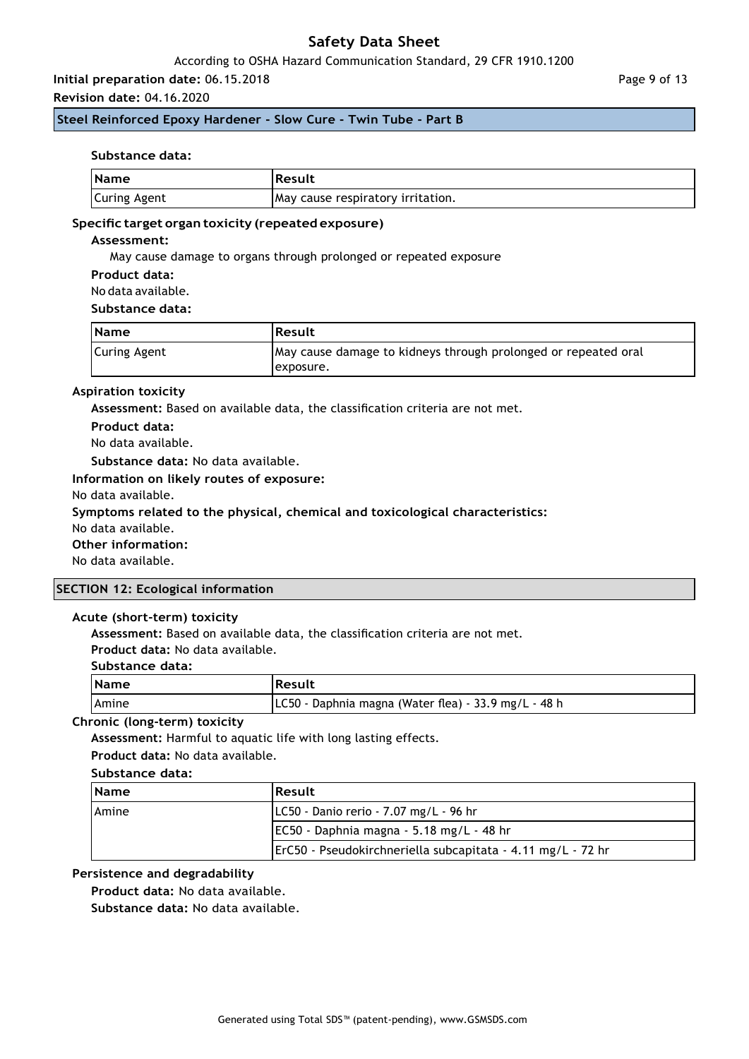**Substance data:**

| Name | Result |
| --- | --- |
| Curing Agent | May cause respiratory irritation. |

### Specific target organ toxicity (repeated exposure)

**Assessment:**

May cause damage to organs through prolonged or repeated exposure

**Product data:**

No data available.

**Substance data:**

| Name | Result |
| --- | --- |
| Curing Agent | May cause damage to kidneys through prolonged or repeated oral exposure. |

### Aspiration toxicity

**Assessment:** Based on available data, the classification criteria are not met.

**Product data:**

No data available.

**Substance data:** No data available.

**Information on likely routes of exposure:**

No data available.

**Symptoms related to the physical, chemical and toxicological characteristics:**

No data available.

**Other information:**

No data available.

## SECTION 12: Ecological information

### Acute (short-term) toxicity

**Assessment:** Based on available data, the classification criteria are not met.

**Product data:** No data available.

**Substance data:**

| Name | Result |
| --- | --- |
| Amine | LC50 - Daphnia magna (Water flea) - 33.9 mg/L - 48 h |

### Chronic (long-term) toxicity

**Assessment:** Harmful to aquatic life with long lasting effects.

**Product data:** No data available.

**Substance data:**

| Name | Result |
| --- | --- |
| Amine | LC50 - Danio rerio - 7.07 mg/L - 96 hr |
| | EC50 - Daphnia magna - 5.18 mg/L - 48 hr |
| | ErC50 - Pseudokirchneriella subcapitata - 4.11 mg/L - 72 hr |

### Persistence and degradability

**Product data:** No data available.

**Substance data:** No data available.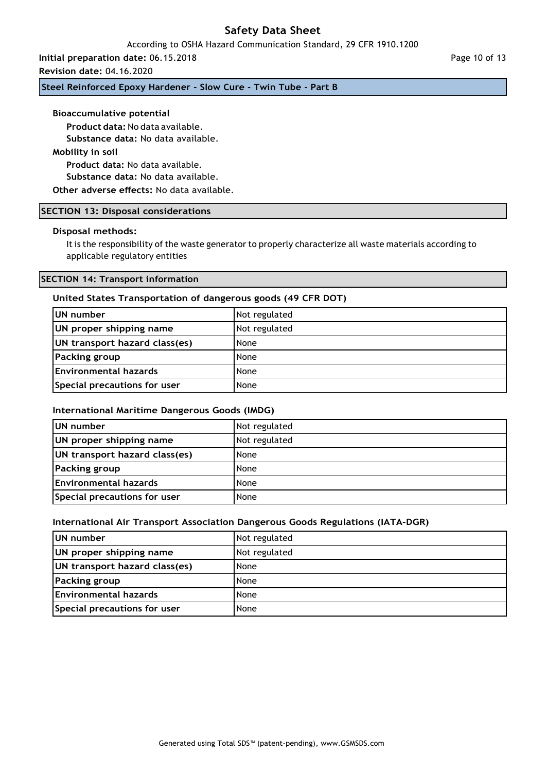**Bioaccumulative potential**

**Product data:** No data available.

**Substance data:** No data available.

**Mobility in soil**

**Product data:** No data available.

**Substance data:** No data available.

**Other adverse effects:** No data available.

## SECTION 13: Disposal considerations

**Disposal methods:**

It is the responsibility of the waste generator to properly characterize all waste materials according to applicable regulatory entities

## SECTION 14: Transport information

### United States Transportation of dangerous goods (49 CFR DOT)

| UN number | Not regulated |
|---|---|
| UN proper shipping name | Not regulated |
| UN transport hazard class(es) | None |
| Packing group | None |
| Environmental hazards | None |
| Special precautions for user | None |

### International Maritime Dangerous Goods (IMDG)

| UN number | Not regulated |
|---|---|
| UN proper shipping name | Not regulated |
| UN transport hazard class(es) | None |
| Packing group | None |
| Environmental hazards | None |
| Special precautions for user | None |

### International Air Transport Association Dangerous Goods Regulations (IATA-DGR)

| UN number | Not regulated |
|---|---|
| UN proper shipping name | Not regulated |
| UN transport hazard class(es) | None |
| Packing group | None |
| Environmental hazards | None |
| Special precautions for user | None |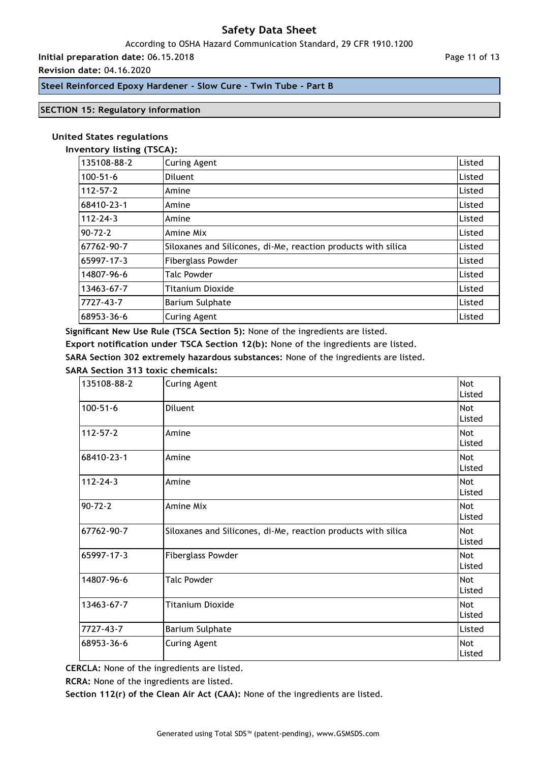## SECTION 15: Regulatory information

### United States regulations

**Inventory listing (TSCA):**

| | | |
|---|---|---|
| 135108-88-2 | Curing Agent | Listed |
| 100-51-6 | Diluent | Listed |
| 112-57-2 | Amine | Listed |
| 68410-23-1 | Amine | Listed |
| 112-24-3 | Amine | Listed |
| 90-72-2 | Amine Mix | Listed |
| 67762-90-7 | Siloxanes and Silicones, di-Me, reaction products with silica | Listed |
| 65997-17-3 | Fiberglass Powder | Listed |
| 14807-96-6 | Talc Powder | Listed |
| 13463-67-7 | Titanium Dioxide | Listed |
| 7727-43-7 | Barium Sulphate | Listed |
| 68953-36-6 | Curing Agent | Listed |

**Significant New Use Rule (TSCA Section 5):** None of the ingredients are listed.

**Export notification under TSCA Section 12(b):** None of the ingredients are listed.

**SARA Section 302 extremely hazardous substances:** None of the ingredients are listed.

**SARA Section 313 toxic chemicals:**

| | | |
|---|---|---|
| 135108-88-2 | Curing Agent | Not Listed |
| 100-51-6 | Diluent | Not Listed |
| 112-57-2 | Amine | Not Listed |
| 68410-23-1 | Amine | Not Listed |
| 112-24-3 | Amine | Not Listed |
| 90-72-2 | Amine Mix | Not Listed |
| 67762-90-7 | Siloxanes and Silicones, di-Me, reaction products with silica | Not Listed |
| 65997-17-3 | Fiberglass Powder | Not Listed |
| 14807-96-6 | Talc Powder | Not Listed |
| 13463-67-7 | Titanium Dioxide | Not Listed |
| 7727-43-7 | Barium Sulphate | Listed |
| 68953-36-6 | Curing Agent | Not Listed |

**CERCLA:** None of the ingredients are listed.

**RCRA:** None of the ingredients are listed.

**Section 112(r) of the Clean Air Act (CAA):** None of the ingredients are listed.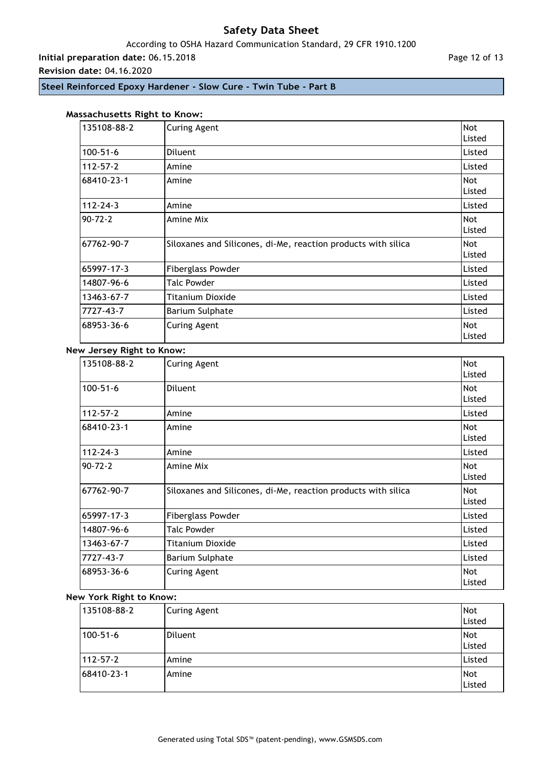**Massachusetts Right to Know:**

| | | |
|---|---|---|
| 135108-88-2 | Curing Agent | Not Listed |
| 100-51-6 | Diluent | Listed |
| 112-57-2 | Amine | Listed |
| 68410-23-1 | Amine | Not Listed |
| 112-24-3 | Amine | Listed |
| 90-72-2 | Amine Mix | Not Listed |
| 67762-90-7 | Siloxanes and Silicones, di-Me, reaction products with silica | Not Listed |
| 65997-17-3 | Fiberglass Powder | Listed |
| 14807-96-6 | Talc Powder | Listed |
| 13463-67-7 | Titanium Dioxide | Listed |
| 7727-43-7 | Barium Sulphate | Listed |
| 68953-36-6 | Curing Agent | Not Listed |

**New Jersey Right to Know:**

| | | |
|---|---|---|
| 135108-88-2 | Curing Agent | Not Listed |
| 100-51-6 | Diluent | Not Listed |
| 112-57-2 | Amine | Listed |
| 68410-23-1 | Amine | Not Listed |
| 112-24-3 | Amine | Listed |
| 90-72-2 | Amine Mix | Not Listed |
| 67762-90-7 | Siloxanes and Silicones, di-Me, reaction products with silica | Not Listed |
| 65997-17-3 | Fiberglass Powder | Listed |
| 14807-96-6 | Talc Powder | Listed |
| 13463-67-7 | Titanium Dioxide | Listed |
| 7727-43-7 | Barium Sulphate | Listed |
| 68953-36-6 | Curing Agent | Not Listed |

**New York Right to Know:**

| | | |
|---|---|---|
| 135108-88-2 | Curing Agent | Not Listed |
| 100-51-6 | Diluent | Not Listed |
| 112-57-2 | Amine | Listed |
| 68410-23-1 | Amine | Not Listed |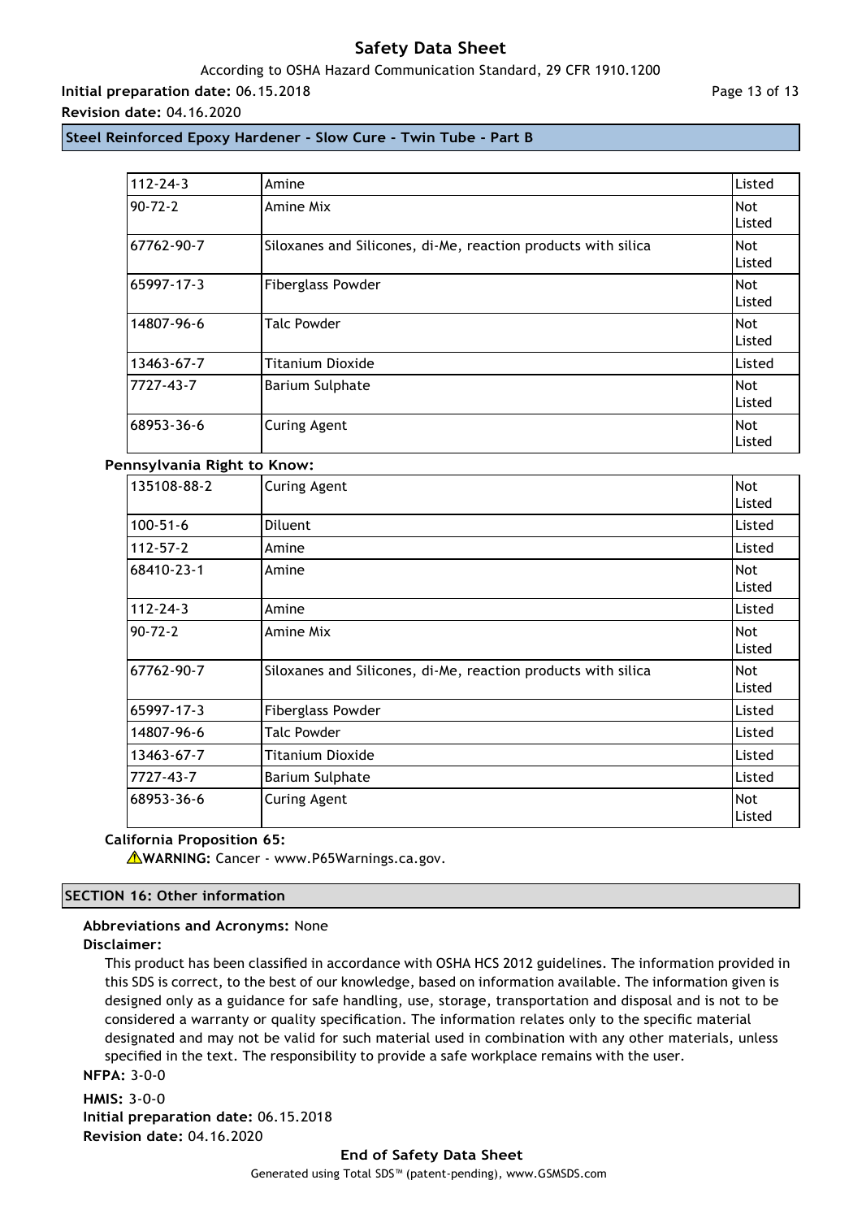| | | |
|---|---|---|
| 112-24-3 | Amine | Listed |
| 90-72-2 | Amine Mix | Not Listed |
| 67762-90-7 | Siloxanes and Silicones, di-Me, reaction products with silica | Not Listed |
| 65997-17-3 | Fiberglass Powder | Not Listed |
| 14807-96-6 | Talc Powder | Not Listed |
| 13463-67-7 | Titanium Dioxide | Listed |
| 7727-43-7 | Barium Sulphate | Not Listed |
| 68953-36-6 | Curing Agent | Not Listed |

**Pennsylvania Right to Know:**

| | | |
|---|---|---|
| 135108-88-2 | Curing Agent | Not Listed |
| 100-51-6 | Diluent | Listed |
| 112-57-2 | Amine | Listed |
| 68410-23-1 | Amine | Not Listed |
| 112-24-3 | Amine | Listed |
| 90-72-2 | Amine Mix | Not Listed |
| 67762-90-7 | Siloxanes and Silicones, di-Me, reaction products with silica | Not Listed |
| 65997-17-3 | Fiberglass Powder | Listed |
| 14807-96-6 | Talc Powder | Listed |
| 13463-67-7 | Titanium Dioxide | Listed |
| 7727-43-7 | Barium Sulphate | Listed |
| 68953-36-6 | Curing Agent | Not Listed |

**California Proposition 65:**

⚠**WARNING:** Cancer - www.P65Warnings.ca.gov.

## SECTION 16: Other information

**Abbreviations and Acronyms:** None

**Disclaimer:**

This product has been classified in accordance with OSHA HCS 2012 guidelines. The information provided in this SDS is correct, to the best of our knowledge, based on information available. The information given is designed only as a guidance for safe handling, use, storage, transportation and disposal and is not to be considered a warranty or quality specification. The information relates only to the specific material designated and may not be valid for such material used in combination with any other materials, unless specified in the text. The responsibility to provide a safe workplace remains with the user.

**NFPA:** 3-0-0

**HMIS:** 3-0-0

**Initial preparation date:** 06.15.2018

**Revision date:** 04.16.2020

**End of Safety Data Sheet**

Generated using Total SDS™ (patent-pending), www.GSMSDS.com